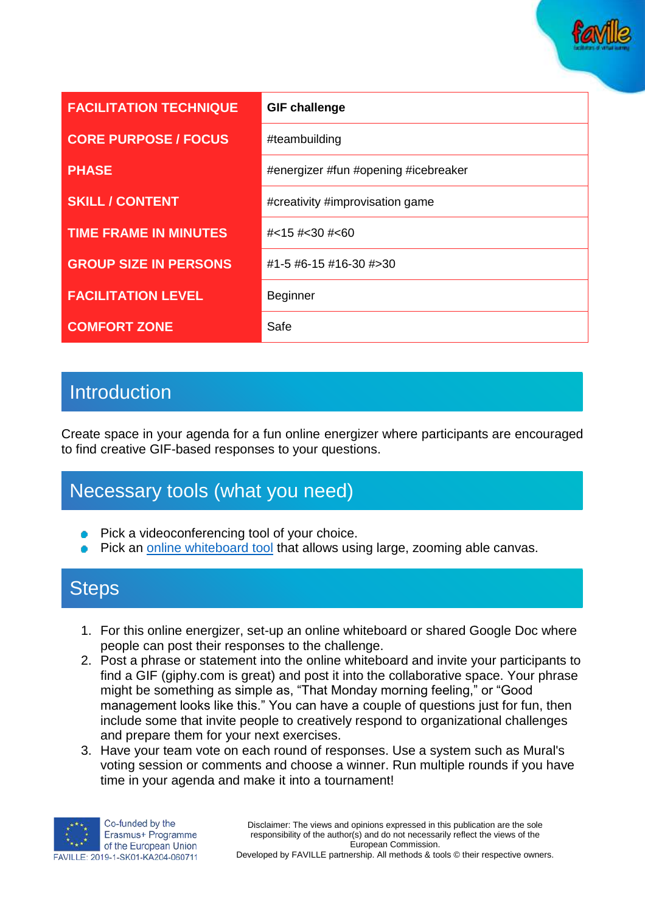| FACILITATION TECHNIQUE | GIF challenge |
| --- | --- |
| CORE PURPOSE / FOCUS | #teambuilding |
| PHASE | #energizer #fun #opening #icebreaker |
| SKILL / CONTENT | #creativity #improvisation game |
| TIME FRAME IN MINUTES | #<15 #<30 #<60 |
| GROUP SIZE IN PERSONS | #1-5 #6-15 #16-30 #>30 |
| FACILITATION LEVEL | Beginner |
| COMFORT ZONE | Safe |

## Introduction

Create space in your agenda for a fun online energizer where participants are encouraged to find creative GIF-based responses to your questions.

## Necessary tools (what you need)

- Pick a videoconferencing tool of your choice.
- Pick an online whiteboard tool that allows using large, zooming able canvas.

## Steps

1. For this online energizer, set-up an online whiteboard or shared Google Doc where people can post their responses to the challenge.
2. Post a phrase or statement into the online whiteboard and invite your participants to find a GIF (giphy.com is great) and post it into the collaborative space. Your phrase might be something as simple as, "That Monday morning feeling," or "Good management looks like this." You can have a couple of questions just for fun, then include some that invite people to creatively respond to organizational challenges and prepare them for your next exercises.
3. Have your team vote on each round of responses. Use a system such as Mural's voting session or comments and choose a winner. Run multiple rounds if you have time in your agenda and make it into a tournament!

Co-funded by the Erasmus+ Programme of the European Union
FAVILLE: 2019-1-SK01-KA204-060711

Disclaimer: The views and opinions expressed in this publication are the sole responsibility of the author(s) and do not necessarily reflect the views of the European Commission.
Developed by FAVILLE partnership. All methods & tools © their respective owners.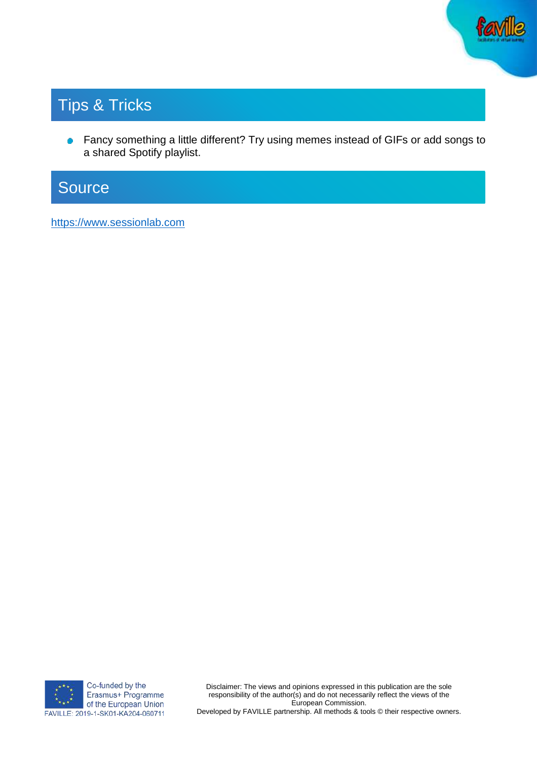## Tips & Tricks

- Fancy something a little different? Try using memes instead of GIFs or add songs to a shared Spotify playlist.

## Source

https://www.sessionlab.com